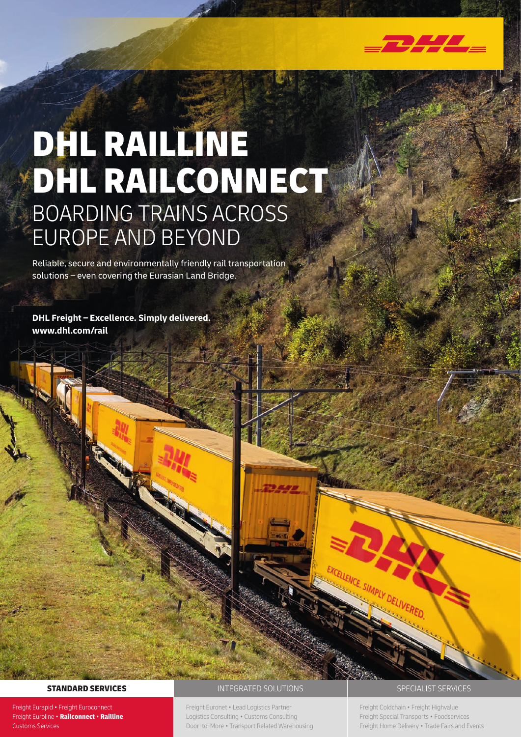# DHL RAILLINE
# DHL RAILCONNECT

## BOARDING TRAINS ACROSS EUROPE AND BEYOND

Reliable, secure and environmentally friendly rail transportation solutions – even covering the Eurasian Land Bridge.

**DHL Freight – Excellence. Simply delivered.**
**www.dhl.com/rail**

**STANDARD SERVICES**

Freight Eurapid • Freight Euroconnect
Freight Euroline • **Railconnect** • **Railline**
Customs Services

INTEGRATED SOLUTIONS

Freight Euronet • Lead Logistics Partner
Logistics Consulting • Customs Consulting
Door-to-More • Transport Related Warehousing

SPECIALIST SERVICES

Freight Coldchain • Freight Highvalue
Freight Special Transports • Foodservices
Freight Home Delivery • Trade Fairs and Events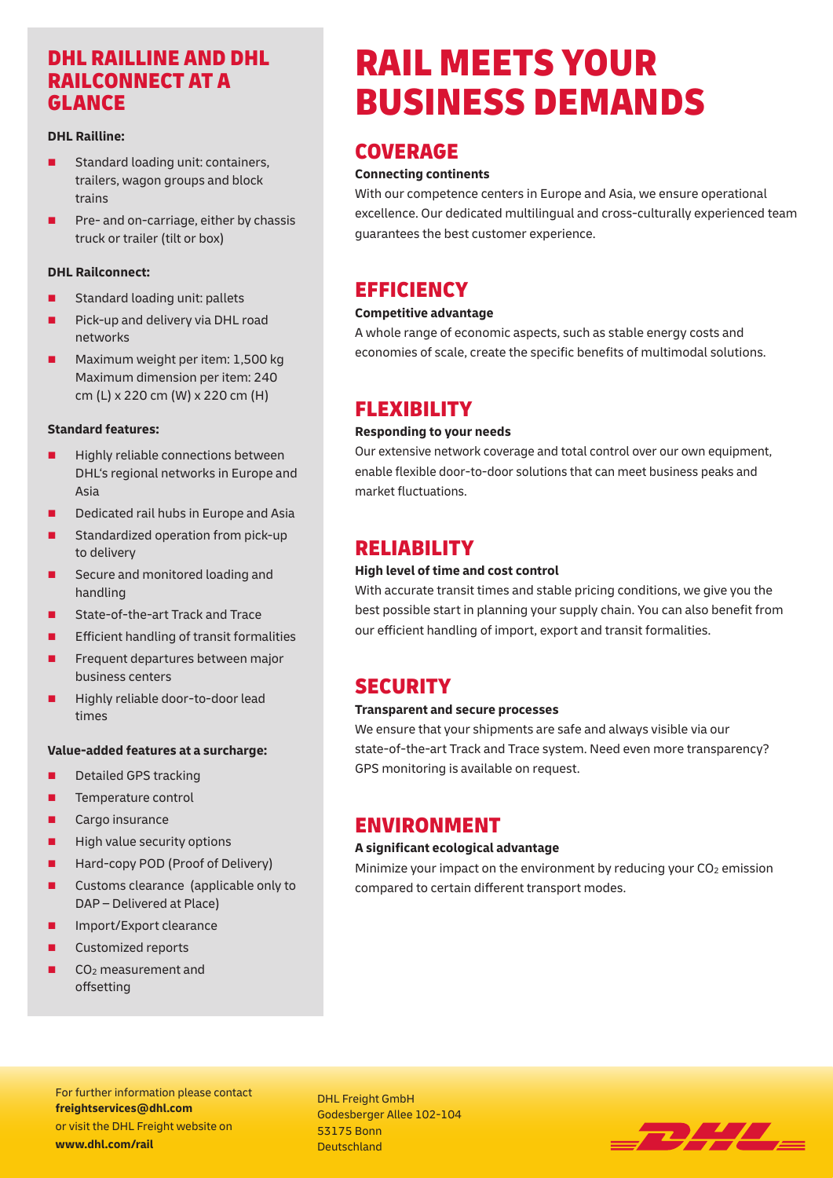## DHL RAILLINE AND DHL RAILCONNECT AT A GLANCE

**DHL Railline:**

- Standard loading unit: containers, trailers, wagon groups and block trains
- Pre- and on-carriage, either by chassis truck or trailer (tilt or box)

**DHL Railconnect:**

- Standard loading unit: pallets
- Pick-up and delivery via DHL road networks
- Maximum weight per item: 1,500 kg
  Maximum dimension per item: 240 cm (L) x 220 cm (W) x 220 cm (H)

**Standard features:**

- Highly reliable connections between DHL's regional networks in Europe and Asia
- Dedicated rail hubs in Europe and Asia
- Standardized operation from pick-up to delivery
- Secure and monitored loading and handling
- State-of-the-art Track and Trace
- Efficient handling of transit formalities
- Frequent departures between major business centers
- Highly reliable door-to-door lead times

**Value-added features at a surcharge:**

- Detailed GPS tracking
- Temperature control
- Cargo insurance
- High value security options
- Hard-copy POD (Proof of Delivery)
- Customs clearance (applicable only to DAP – Delivered at Place)
- Import/Export clearance
- Customized reports
- $CO_2$ measurement and offsetting

# RAIL MEETS YOUR BUSINESS DEMANDS

## COVERAGE

**Connecting continents**

With our competence centers in Europe and Asia, we ensure operational excellence. Our dedicated multilingual and cross-culturally experienced team guarantees the best customer experience.

## EFFICIENCY

**Competitive advantage**

A whole range of economic aspects, such as stable energy costs and economies of scale, create the specific benefits of multimodal solutions.

## FLEXIBILITY

**Responding to your needs**

Our extensive network coverage and total control over our own equipment, enable flexible door-to-door solutions that can meet business peaks and market fluctuations.

## RELIABILITY

**High level of time and cost control**

With accurate transit times and stable pricing conditions, we give you the best possible start in planning your supply chain. You can also benefit from our efficient handling of import, export and transit formalities.

## SECURITY

**Transparent and secure processes**

We ensure that your shipments are safe and always visible via our state-of-the-art Track and Trace system. Need even more transparency? GPS monitoring is available on request.

## ENVIRONMENT

**A significant ecological advantage**

Minimize your impact on the environment by reducing your $CO_2$ emission compared to certain different transport modes.

For further information please contact **freightservices@dhl.com** or visit the DHL Freight website on **www.dhl.com/rail**

DHL Freight GmbH
Godesberger Allee 102-104
53175 Bonn
Deutschland